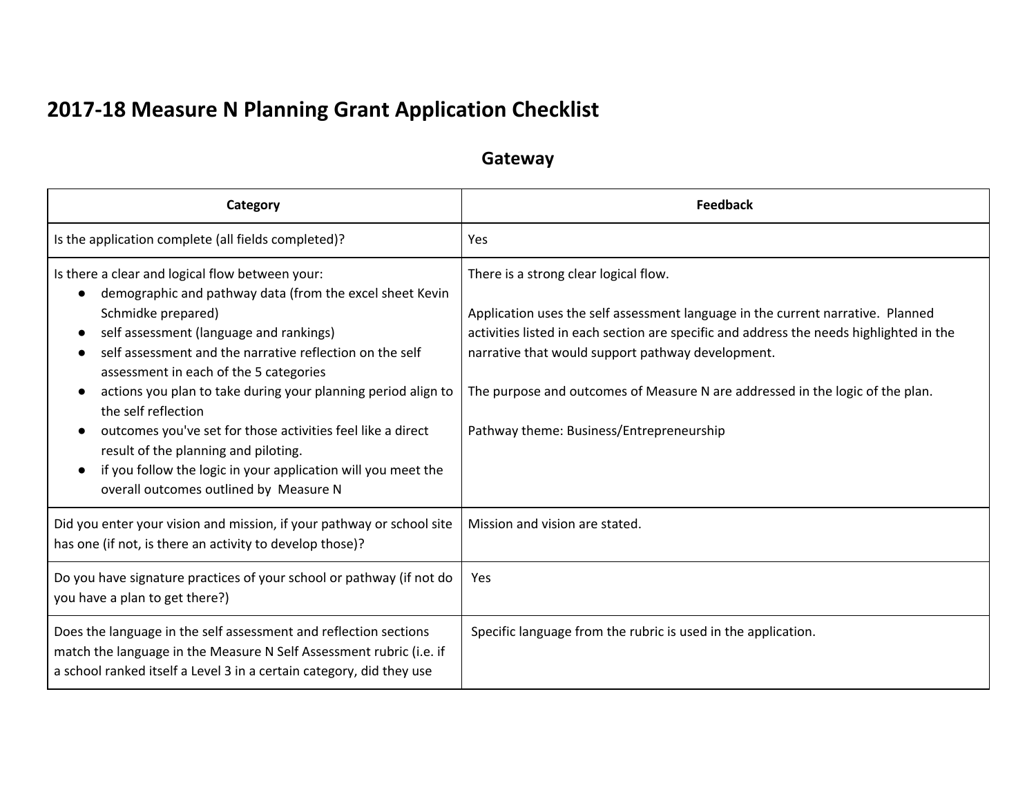# 2017-18 Measure N Planning Grant Application Checklist

## Gateway

| Category | Feedback |
| --- | --- |
| Is the application complete (all fields completed)? | Yes |
| Is there a clear and logical flow between your:<br>● demographic and pathway data (from the excel sheet Kevin Schmidke prepared)<br>● self assessment (language and rankings)<br>● self assessment and the narrative reflection on the self assessment in each of the 5 categories<br>● actions you plan to take during your planning period align to the self reflection<br>● outcomes you've set for those activities feel like a direct result of the planning and piloting.<br>● if you follow the logic in your application will you meet the overall outcomes outlined by Measure N | There is a strong clear logical flow.<br><br>Application uses the self assessment language in the current narrative. Planned activities listed in each section are specific and address the needs highlighted in the narrative that would support pathway development.<br><br>The purpose and outcomes of Measure N are addressed in the logic of the plan.<br><br>Pathway theme: Business/Entrepreneurship |
| Did you enter your vision and mission, if your pathway or school site has one (if not, is there an activity to develop those)? | Mission and vision are stated. |
| Do you have signature practices of your school or pathway (if not do you have a plan to get there?) | Yes |
| Does the language in the self assessment and reflection sections match the language in the Measure N Self Assessment rubric (i.e. if a school ranked itself a Level 3 in a certain category, did they use | Specific language from the rubric is used in the application. |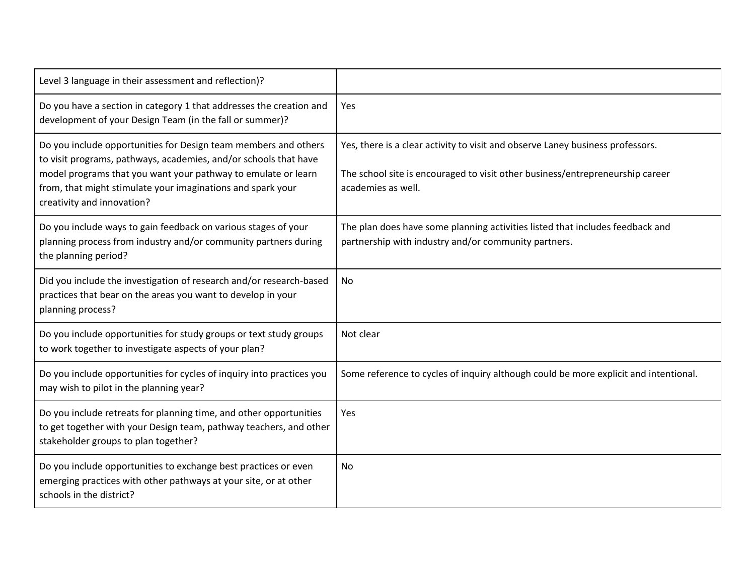| | |
|---|---|
| Level 3 language in their assessment and reflection)? | |
| Do you have a section in category 1 that addresses the creation and development of your Design Team (in the fall or summer)? | Yes |
| Do you include opportunities for Design team members and others to visit programs, pathways, academies, and/or schools that have model programs that you want your pathway to emulate or learn from, that might stimulate your imaginations and spark your creativity and innovation? | Yes, there is a clear activity to visit and observe Laney business professors.<br><br>The school site is encouraged to visit other business/entrepreneurship career academies as well. |
| Do you include ways to gain feedback on various stages of your planning process from industry and/or community partners during the planning period? | The plan does have some planning activities listed that includes feedback and partnership with industry and/or community partners. |
| Did you include the investigation of research and/or research-based practices that bear on the areas you want to develop in your planning process? | No |
| Do you include opportunities for study groups or text study groups to work together to investigate aspects of your plan? | Not clear |
| Do you include opportunities for cycles of inquiry into practices you may wish to pilot in the planning year? | Some reference to cycles of inquiry although could be more explicit and intentional. |
| Do you include retreats for planning time, and other opportunities to get together with your Design team, pathway teachers, and other stakeholder groups to plan together? | Yes |
| Do you include opportunities to exchange best practices or even emerging practices with other pathways at your site, or at other schools in the district? | No |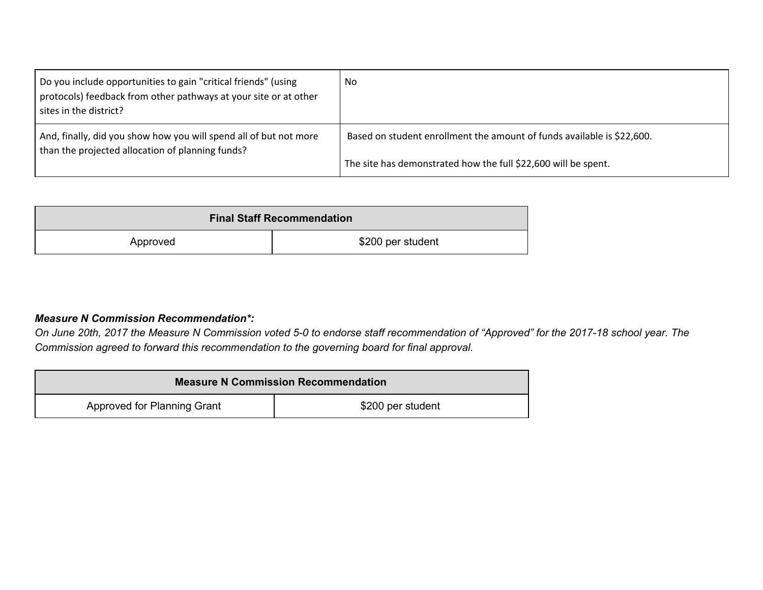| | |
|---|---|
| Do you include opportunities to gain "critical friends" (using protocols) feedback from other pathways at your site or at other sites in the district? | No |
| And, finally, did you show how you will spend all of but not more than the projected allocation of planning funds? | Based on student enrollment the amount of funds available is $22,600.<br><br>The site has demonstrated how the full $22,600 will be spent. |

| Final Staff Recommendation | |
|---|---|
| Approved | $200 per student |

***Measure N Commission Recommendation*:***

*On June 20th, 2017 the Measure N Commission voted 5-0 to endorse staff recommendation of "Approved" for the 2017-18 school year. The Commission agreed to forward this recommendation to the governing board for final approval.*

| Measure N Commission Recommendation | |
|---|---|
| Approved for Planning Grant | $200 per student |